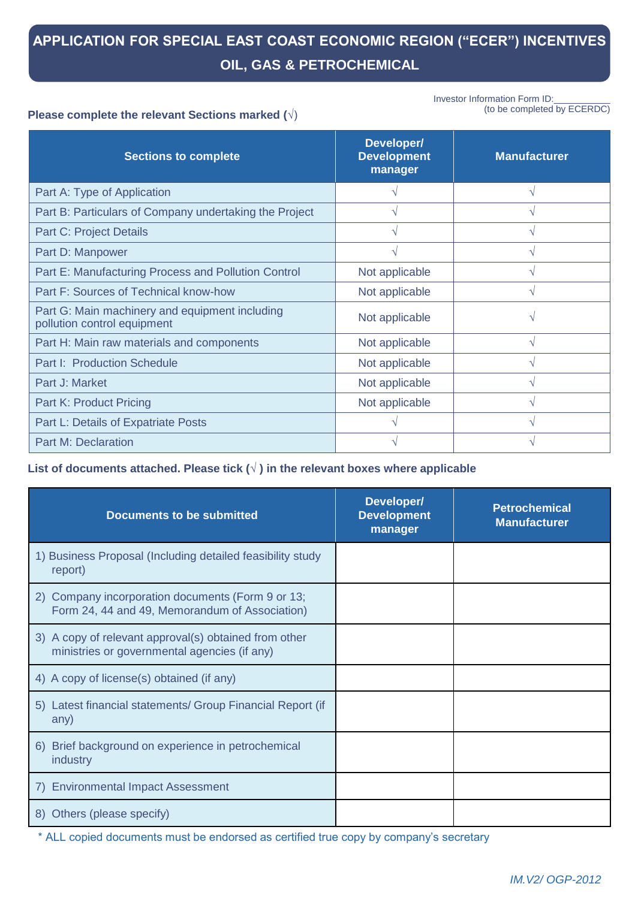# APPLICATION FOR SPECIAL EAST COAST ECONOMIC REGION ("ECER") INCENTIVES
## OIL, GAS & PETROCHEMICAL

Investor Information Form ID:___________
(to be completed by ECERDC)

**Please complete the relevant Sections marked (√)**

| Sections to complete | Developer/ Development manager | Manufacturer |
|---|---|---|
| Part A: Type of Application | √ | √ |
| Part B: Particulars of Company undertaking the Project | √ | √ |
| Part C: Project Details | √ | √ |
| Part D: Manpower | √ | √ |
| Part E: Manufacturing Process and Pollution Control | Not applicable | √ |
| Part F: Sources of Technical know-how | Not applicable | √ |
| Part G: Main machinery and equipment including pollution control equipment | Not applicable | √ |
| Part H: Main raw materials and components | Not applicable | √ |
| Part I: Production Schedule | Not applicable | √ |
| Part J: Market | Not applicable | √ |
| Part K: Product Pricing | Not applicable | √ |
| Part L: Details of Expatriate Posts | √ | √ |
| Part M: Declaration | √ | √ |

**List of documents attached. Please tick (√ ) in the relevant boxes where applicable**

| Documents to be submitted | Developer/ Development manager | Petrochemical Manufacturer |
|---|---|---|
| 1) Business Proposal (Including detailed feasibility study report) | | |
| 2) Company incorporation documents (Form 9 or 13; Form 24, 44 and 49, Memorandum of Association) | | |
| 3) A copy of relevant approval(s) obtained from other ministries or governmental agencies (if any) | | |
| 4) A copy of license(s) obtained (if any) | | |
| 5) Latest financial statements/ Group Financial Report (if any) | | |
| 6) Brief background on experience in petrochemical industry | | |
| 7) Environmental Impact Assessment | | |
| 8) Others (please specify) | | |

* ALL copied documents must be endorsed as certified true copy by company's secretary

*IM.V2/ OGP-2012*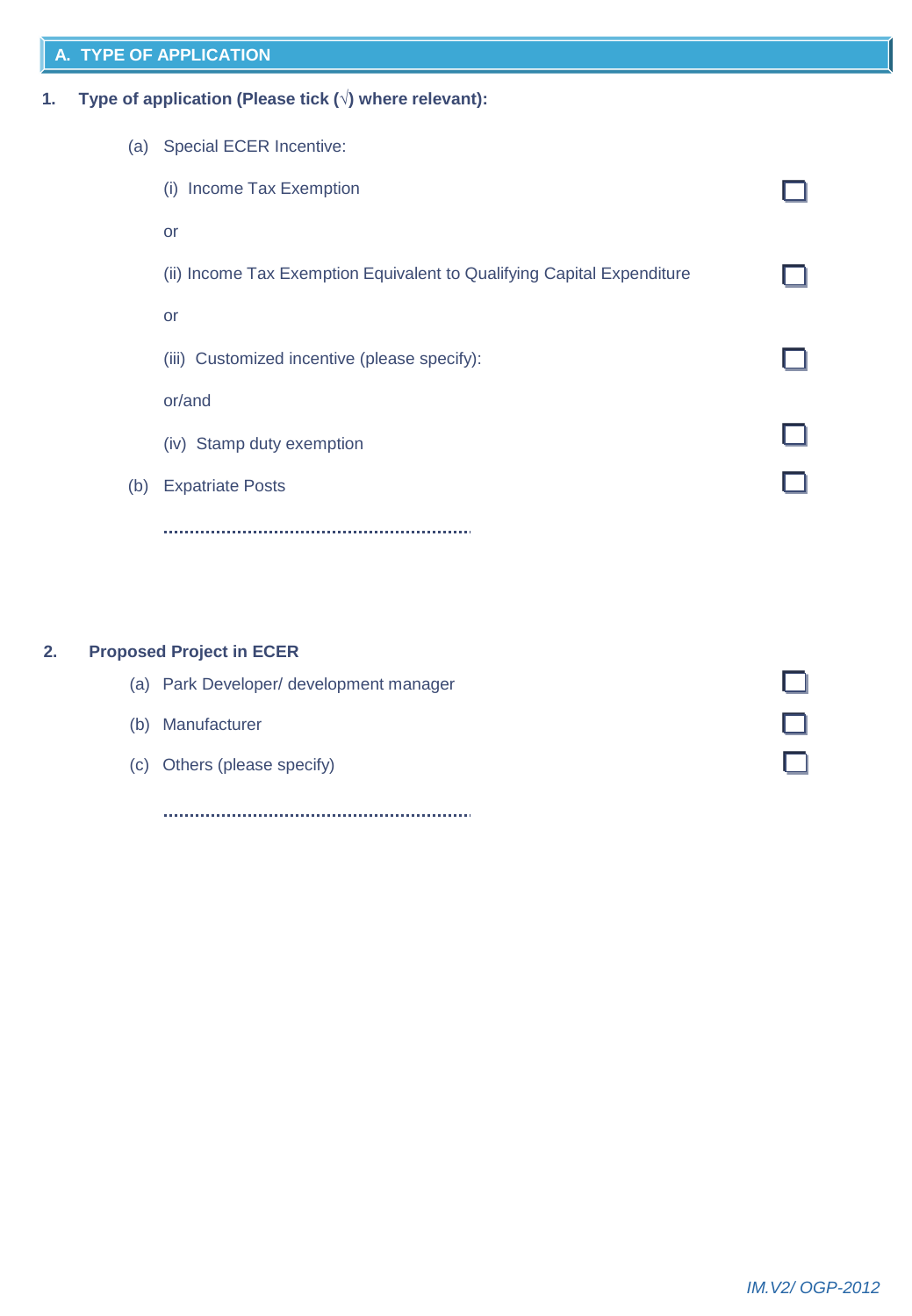## A. TYPE OF APPLICATION

**1. Type of application (Please tick (√) where relevant):**

(a) Special ECER Incentive:

(i) Income Tax Exemption ☐

or

(ii) Income Tax Exemption Equivalent to Qualifying Capital Expenditure ☐

or

(iii) Customized incentive (please specify): ☐

or/and

(iv) Stamp duty exemption ☐

(b) Expatriate Posts ☐

............................................................

**2. Proposed Project in ECER**

(a) Park Developer/ development manager ☐

(b) Manufacturer ☐

(c) Others (please specify) ☐

............................................................

*IM.V2/ OGP-2012*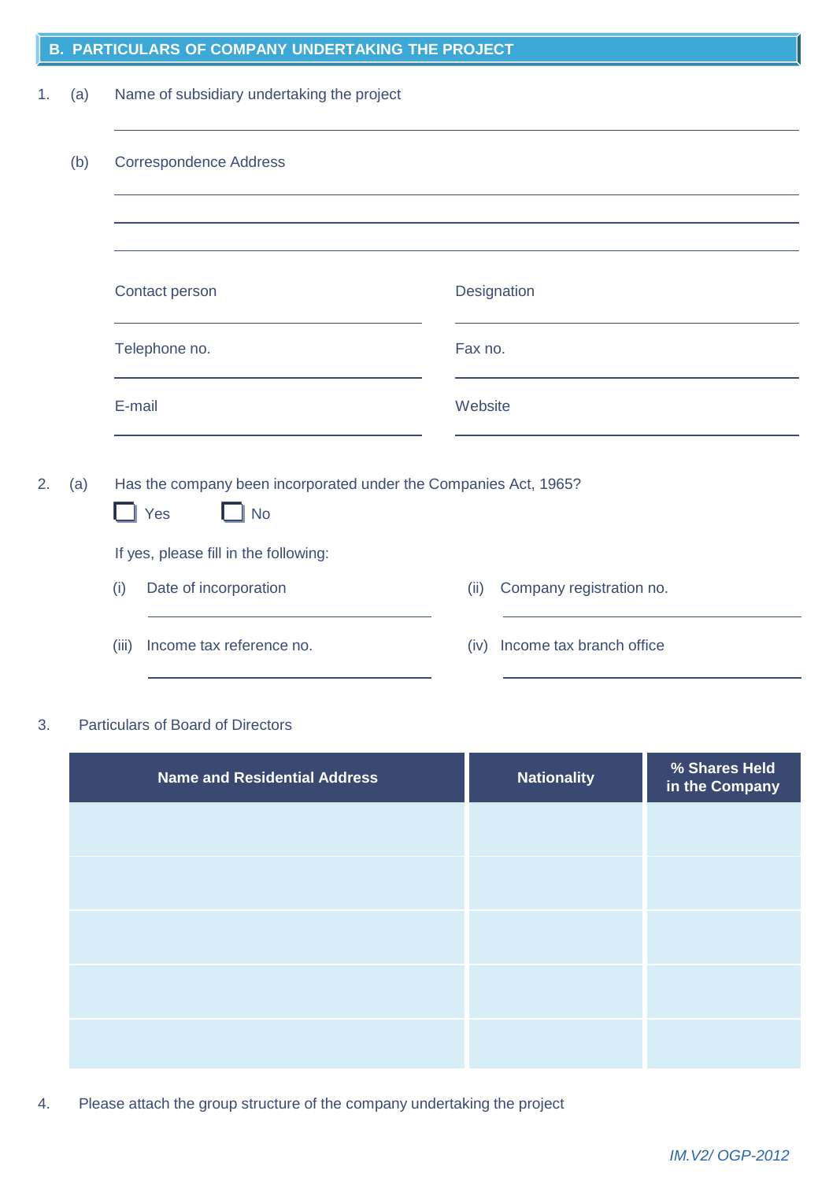## B. PARTICULARS OF COMPANY UNDERTAKING THE PROJECT

1. (a) Name of subsidiary undertaking the project

   (b) Correspondence Address

   Contact person

   Designation

   Telephone no.

   Fax no.

   E-mail

   Website

2. (a) Has the company been incorporated under the Companies Act, 1965?

   ☐ Yes ☐ No

   If yes, please fill in the following:

   (i) Date of incorporation

   (ii) Company registration no.

   (iii) Income tax reference no.

   (iv) Income tax branch office

3. Particulars of Board of Directors

| Name and Residential Address | Nationality | % Shares Held in the Company |
|---|---|---|
| | | |
| | | |
| | | |
| | | |
| | | |

4. Please attach the group structure of the company undertaking the project

*IM.V2/ OGP-2012*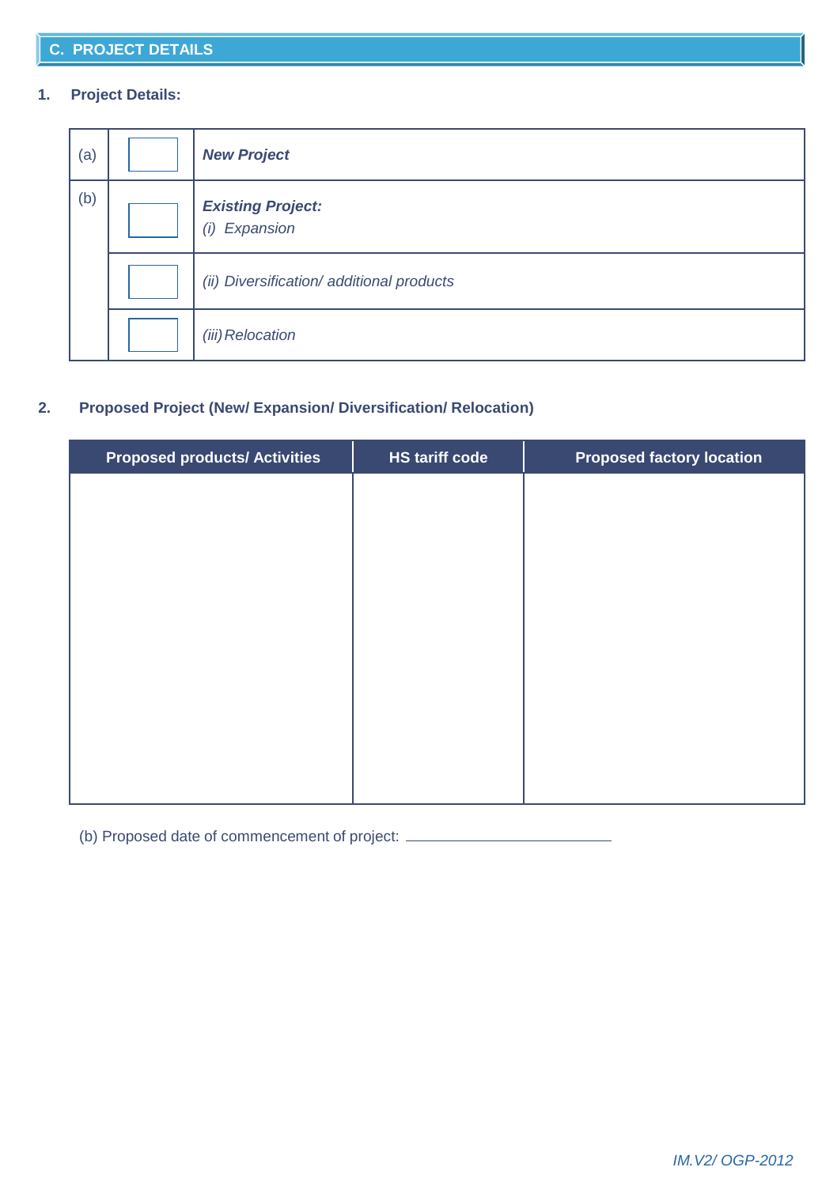## C. PROJECT DETAILS

**1. Project Details:**

| | | |
|---|---|---|
| (a) | ☐ | ***New Project*** |
| (b) | ☐ | ***Existing Project:*** <br> *(i) Expansion* |
| | ☐ | *(ii) Diversification/ additional products* |
| | ☐ | *(iii) Relocation* |

**2. Proposed Project (New/ Expansion/ Diversification/ Relocation)**

| Proposed products/ Activities | HS tariff code | Proposed factory location |
|---|---|---|
| | | |

(b) Proposed date of commencement of project: ____________________

*IM.V2/ OGP-2012*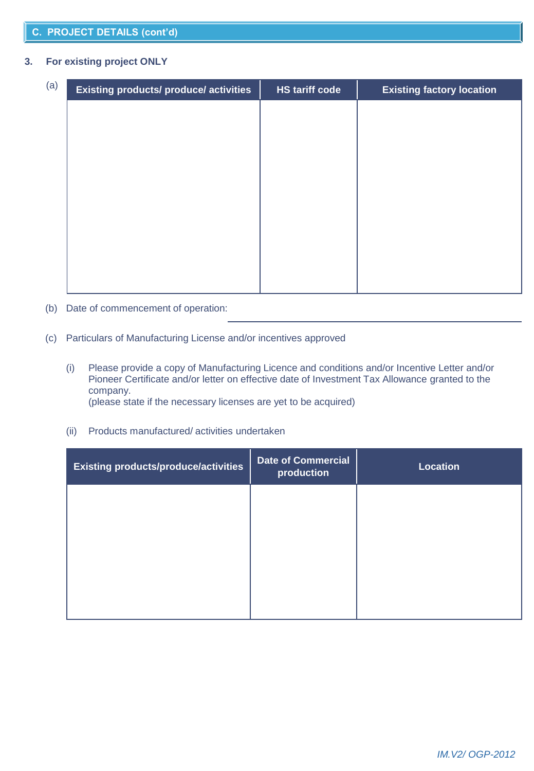## C. PROJECT DETAILS (cont'd)

**3. For existing project ONLY**

(a)

| Existing products/ produce/ activities | HS tariff code | Existing factory location |
|---|---|---|
| | | |

(b) Date of commencement of operation: ____________________

(c) Particulars of Manufacturing License and/or incentives approved

(i) Please provide a copy of Manufacturing Licence and conditions and/or Incentive Letter and/or Pioneer Certificate and/or letter on effective date of Investment Tax Allowance granted to the company.
(please state if the necessary licenses are yet to be acquired)

(ii) Products manufactured/ activities undertaken

| Existing products/produce/activities | Date of Commercial production | Location |
|---|---|---|
| | | |

*IM.V2/ OGP-2012*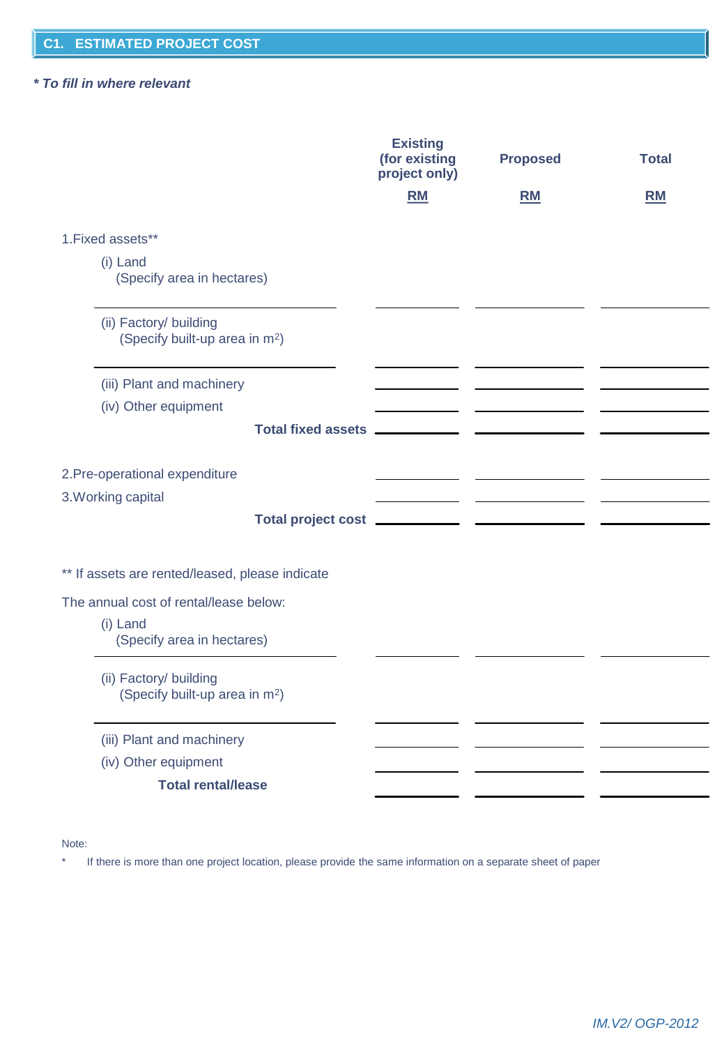## C1. ESTIMATED PROJECT COST

***To fill in where relevant***

| | Existing (for existing project only) | Proposed | Total |
|---|---|---|---|
| | RM | RM | RM |
| 1.Fixed assets** | | | |
| (i) Land (Specify area in hectares) | | | |
| (ii) Factory/ building (Specify built-up area in $m^2$) | | | |
| (iii) Plant and machinery | | | |
| (iv) Other equipment | | | |
| **Total fixed assets** | | | |
| 2.Pre-operational expenditure | | | |
| 3.Working capital | | | |
| **Total project cost** | | | |

** If assets are rented/leased, please indicate

The annual cost of rental/lease below:

| | Existing (for existing project only) | Proposed | Total |
|---|---|---|---|
| (i) Land (Specify area in hectares) | | | |
| (ii) Factory/ building (Specify built-up area in $m^2$) | | | |
| (iii) Plant and machinery | | | |
| (iv) Other equipment | | | |
| **Total rental/lease** | | | |

Note:

\* If there is more than one project location, please provide the same information on a separate sheet of paper

*IM.V2/ OGP-2012*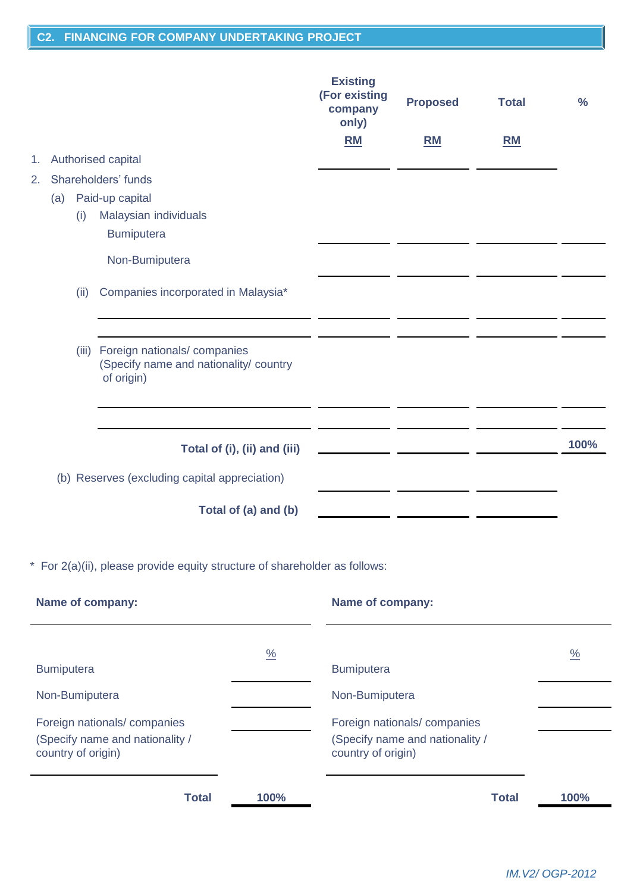## C2. FINANCING FOR COMPANY UNDERTAKING PROJECT

| | Existing (For existing company only) RM | Proposed RM | Total RM | % |
|---|---|---|---|---|
| 1. Authorised capital | | | | |
| 2. Shareholders' funds | | | | |
| (a) Paid-up capital | | | | |
| (i) Malaysian individuals | | | | |
| Bumiputera | | | | |
| Non-Bumiputera | | | | |
| (ii) Companies incorporated in Malaysia* | | | | |
| | | | | |
| | | | | |
| (iii) Foreign nationals/ companies (Specify name and nationality/ country of origin) | | | | |
| | | | | |
| | | | | |
| **Total of (i), (ii) and (iii)** | | | | **100%** |
| (b) Reserves (excluding capital appreciation) | | | | |
| **Total of (a) and (b)** | | | | |

\* For 2(a)(ii), please provide equity structure of shareholder as follows:

**Name of company:**

| | % |
|---|---|
| Bumiputera | |
| Non-Bumiputera | |
| Foreign nationals/ companies (Specify name and nationality / country of origin) | |
| **Total** | **100%** |

**Name of company:**

| | % |
|---|---|
| Bumiputera | |
| Non-Bumiputera | |
| Foreign nationals/ companies (Specify name and nationality / country of origin) | |
| **Total** | **100%** |

*IM.V2/ OGP-2012*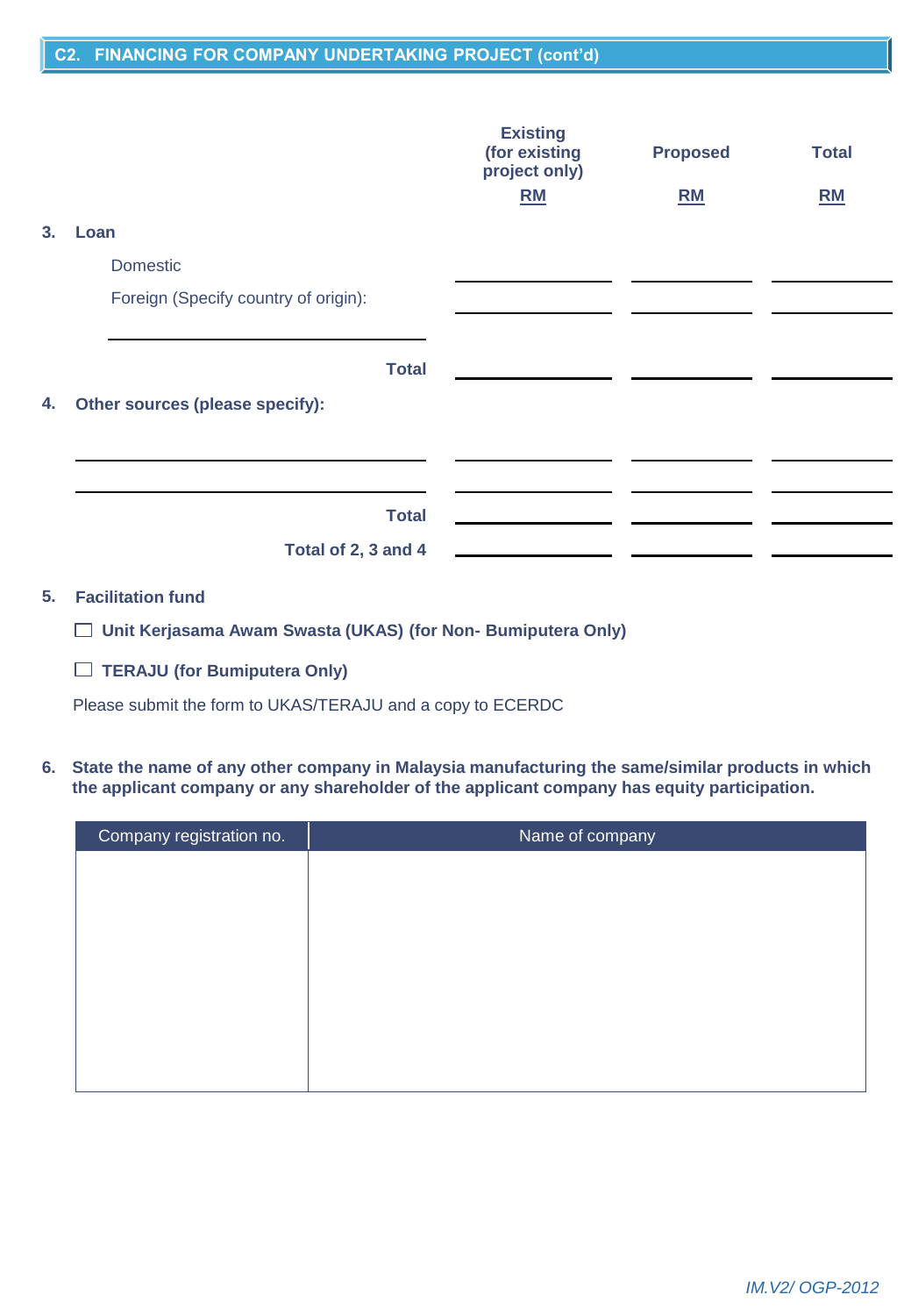## C2. FINANCING FOR COMPANY UNDERTAKING PROJECT (cont'd)

| | Existing (for existing project only) RM | Proposed RM | Total RM |
|---|---|---|---|
| **3. Loan** | | | |
| Domestic | | | |
| Foreign (Specify country of origin): | | | |
| | | | |
| **Total** | | | |
| **4. Other sources (please specify):** | | | |
| | | | |
| | | | |
| **Total** | | | |
| **Total of 2, 3 and 4** | | | |

**5. Facilitation fund**

- ☐ **Unit Kerjasama Awam Swasta (UKAS) (for Non- Bumiputera Only)**
- ☐ **TERAJU (for Bumiputera Only)**

Please submit the form to UKAS/TERAJU and a copy to ECERDC

**6. State the name of any other company in Malaysia manufacturing the same/similar products in which the applicant company or any shareholder of the applicant company has equity participation.**

| Company registration no. | Name of company |
|---|---|
| | |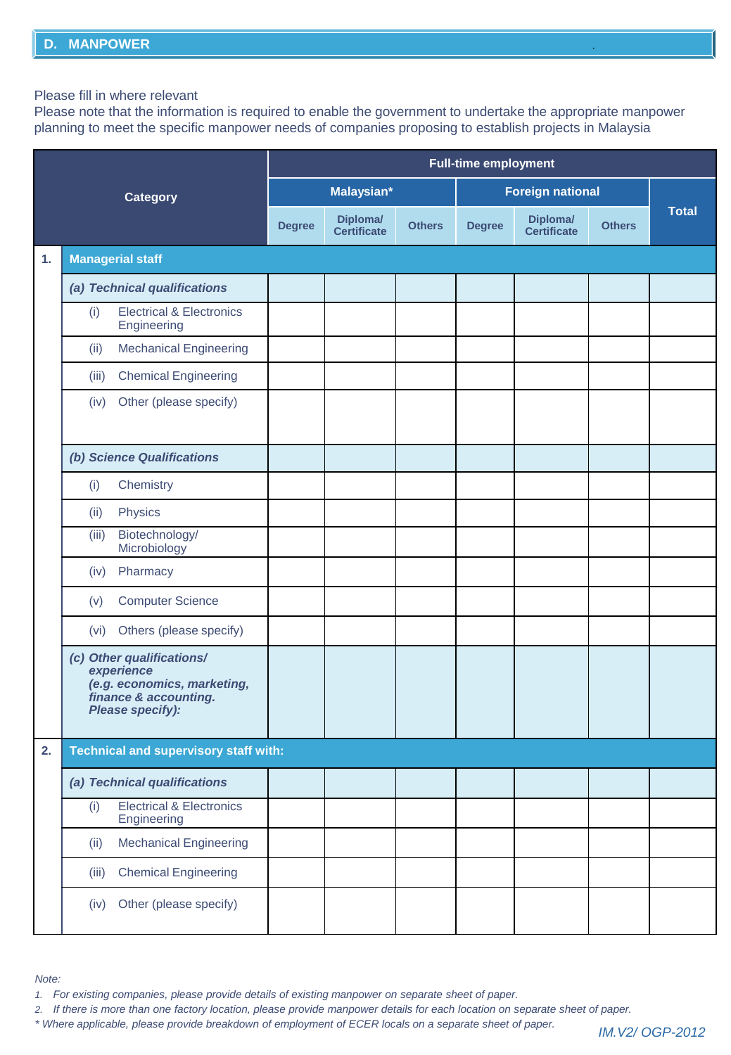## D. MANPOWER

Please fill in where relevant

Please note that the information is required to enable the government to undertake the appropriate manpower planning to meet the specific manpower needs of companies proposing to establish projects in Malaysia

| Category | | Full-time employment | | | | | | |
|---|---|---|---|---|---|---|---|---|
| | | Malaysian* | | | Foreign national | | | Total |
| | | Degree | Diploma/ Certificate | Others | Degree | Diploma/ Certificate | Others | |
| **1.** | **Managerial staff** | | | | | | | |
| | ***(a) Technical qualifications*** | | | | | | | |
| | (i) Electrical & Electronics Engineering | | | | | | | |
| | (ii) Mechanical Engineering | | | | | | | |
| | (iii) Chemical Engineering | | | | | | | |
| | (iv) Other (please specify) | | | | | | | |
| | ***(b) Science Qualifications*** | | | | | | | |
| | (i) Chemistry | | | | | | | |
| | (ii) Physics | | | | | | | |
| | (iii) Biotechnology/ Microbiology | | | | | | | |
| | (iv) Pharmacy | | | | | | | |
| | (v) Computer Science | | | | | | | |
| | (vi) Others (please specify) | | | | | | | |
| | ***(c) Other qualifications/ experience (e.g. economics, marketing, finance & accounting. Please specify):*** | | | | | | | |
| **2.** | **Technical and supervisory staff with:** | | | | | | | |
| | ***(a) Technical qualifications*** | | | | | | | |
| | (i) Electrical & Electronics Engineering | | | | | | | |
| | (ii) Mechanical Engineering | | | | | | | |
| | (iii) Chemical Engineering | | | | | | | |
| | (iv) Other (please specify) | | | | | | | |

*Note:*

1. *For existing companies, please provide details of existing manpower on separate sheet of paper.*
2. *If there is more than one factory location, please provide manpower details for each location on separate sheet of paper.*

\* *Where applicable, please provide breakdown of employment of ECER locals on a separate sheet of paper.*

*IM.V2/ OGP-2012*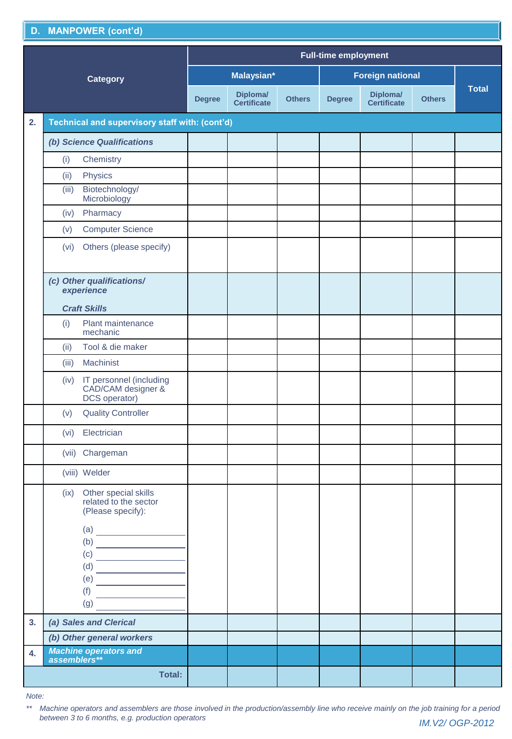## D. MANPOWER (cont'd)

| | Category | Full-time employment | | | | | | |
|---|---|---|---|---|---|---|---|---|
| | | Malaysian* | | | Foreign national | | | Total |
| | | Degree | Diploma/ Certificate | Others | Degree | Diploma/ Certificate | Others | |
| 2. | **Technical and supervisory staff with: (cont'd)** | | | | | | | |
| | ***(b) Science Qualifications*** | | | | | | | |
| | (i) Chemistry | | | | | | | |
| | (ii) Physics | | | | | | | |
| | (iii) Biotechnology/ Microbiology | | | | | | | |
| | (iv) Pharmacy | | | | | | | |
| | (v) Computer Science | | | | | | | |
| | (vi) Others (please specify) | | | | | | | |
| | ***(c) Other qualifications/ experience*** ***Craft Skills*** | | | | | | | |
| | (i) Plant maintenance mechanic | | | | | | | |
| | (ii) Tool & die maker | | | | | | | |
| | (iii) Machinist | | | | | | | |
| | (iv) IT personnel (including CAD/CAM designer & DCS operator) | | | | | | | |
| | (v) Quality Controller | | | | | | | |
| | (vi) Electrician | | | | | | | |
| | (vii) Chargeman | | | | | | | |
| | (viii) Welder | | | | | | | |
| | (ix) Other special skills related to the sector (Please specify): (a) ________ (b) ________ (c) ________ (d) ________ (e) ________ (f) ________ (g) ________ | | | | | | | |
| 3. | ***(a) Sales and Clerical*** | | | | | | | |
| | ***(b) Other general workers*** | | | | | | | |
| 4. | ***Machine operators and assemblers**** | | | | | | | |
| | **Total:** | | | | | | | |

*Note:*

*** *Machine operators and assemblers are those involved in the production/assembly line who receive mainly on the job training for a period between 3 to 6 months, e.g. production operators*

*IM.V2/ OGP-2012*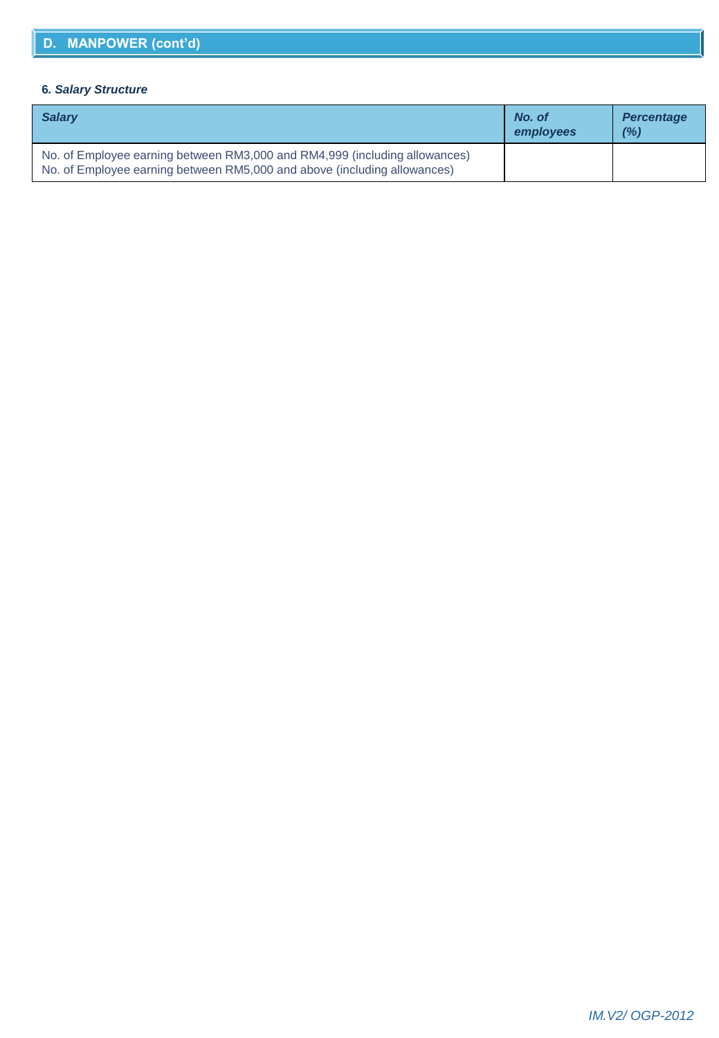## D. MANPOWER (cont'd)

**6. *Salary Structure***

| *Salary* | *No. of employees* | *Percentage (%)* |
|---|---|---|
| No. of Employee earning between RM3,000 and RM4,999 (including allowances)<br>No. of Employee earning between RM5,000 and above (including allowances) | | |

*IM.V2/ OGP-2012*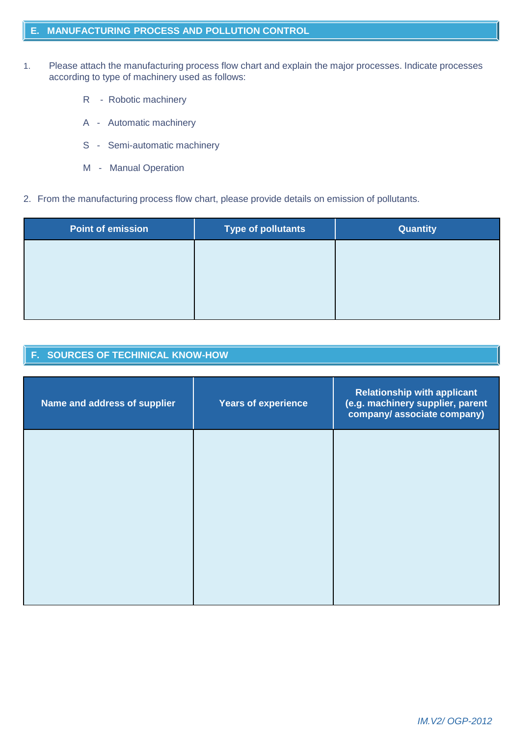## E. MANUFACTURING PROCESS AND POLLUTION CONTROL

1. Please attach the manufacturing process flow chart and explain the major processes. Indicate processes according to type of machinery used as follows:

   R - Robotic machinery

   A - Automatic machinery

   S - Semi-automatic machinery

   M - Manual Operation

2. From the manufacturing process flow chart, please provide details on emission of pollutants.

| Point of emission | Type of pollutants | Quantity |
|---|---|---|
| | | |

## F. SOURCES OF TECHINICAL KNOW-HOW

| Name and address of supplier | Years of experience | Relationship with applicant (e.g. machinery supplier, parent company/ associate company) |
|---|---|---|
| | | |

*IM.V2/ OGP-2012*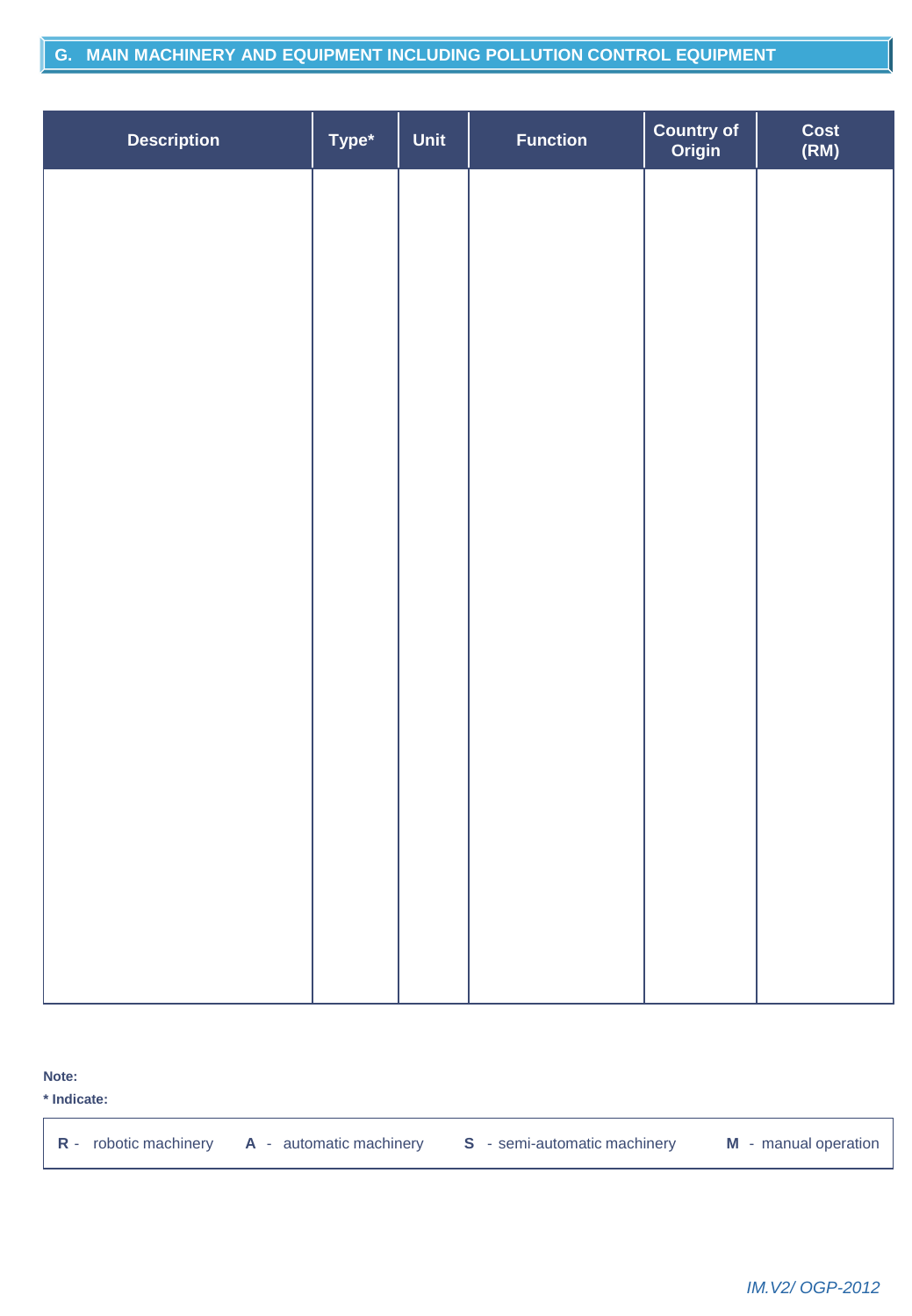## G. MAIN MACHINERY AND EQUIPMENT INCLUDING POLLUTION CONTROL EQUIPMENT

| Description | Type* | Unit | Function | Country of Origin | Cost (RM) |
|---|---|---|---|---|---|
| | | | | | |

**Note:**

*** Indicate:**

| **R** - robotic machinery | **A** - automatic machinery | **S** - semi-automatic machinery | **M** - manual operation |
|---|---|---|---|

*IM.V2/ OGP-2012*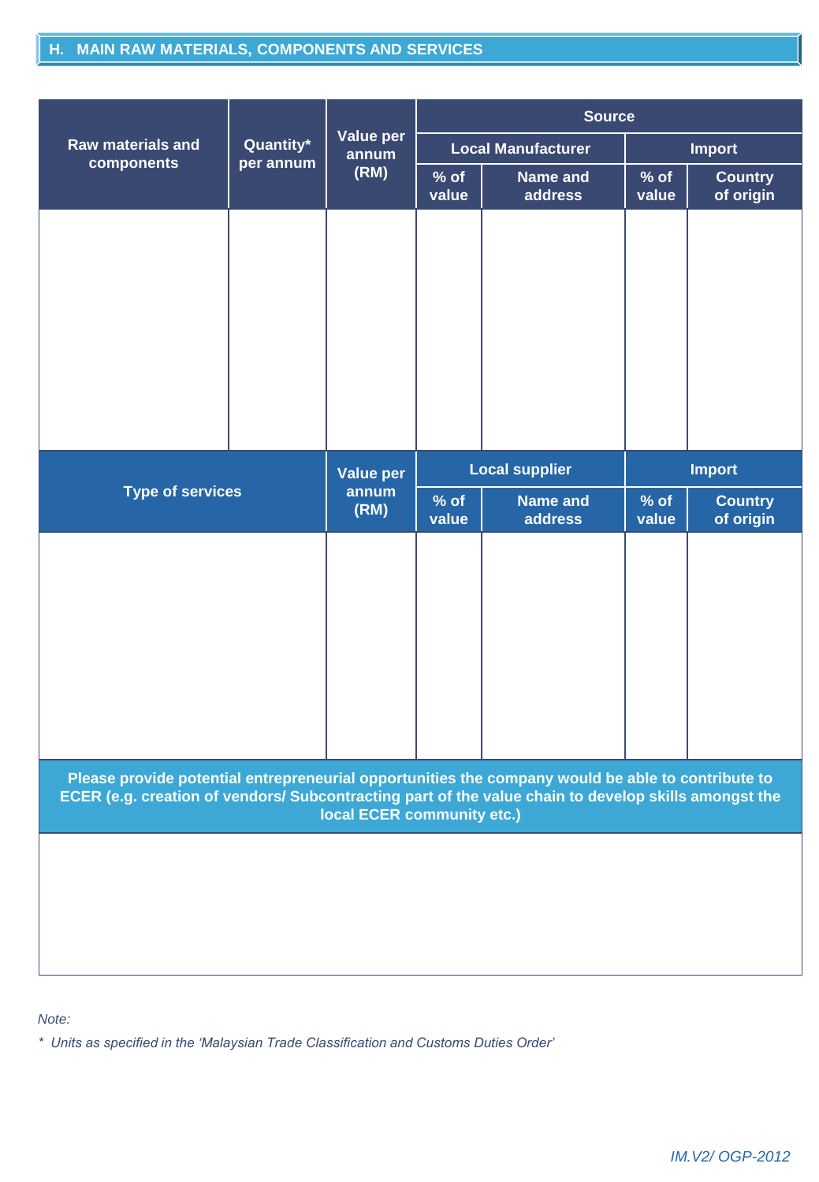## H. MAIN RAW MATERIALS, COMPONENTS AND SERVICES

| Raw materials and components | Quantity* per annum | Value per annum (RM) | Source | | | |
|---|---|---|---|---|---|---|
| | | | Local Manufacturer | | Import | |
| | | | % of value | Name and address | % of value | Country of origin |
| | | | | | | |

| Type of services | Value per annum (RM) | Local supplier | | Import | |
|---|---|---|---|---|---|
| | | % of value | Name and address | % of value | Country of origin |
| | | | | | |

| Please provide potential entrepreneurial opportunities the company would be able to contribute to ECER (e.g. creation of vendors/ Subcontracting part of the value chain to develop skills amongst the local ECER community etc.) |
|---|
| |

*Note:*

*\* Units as specified in the 'Malaysian Trade Classification and Customs Duties Order'*

*IM.V2/ OGP-2012*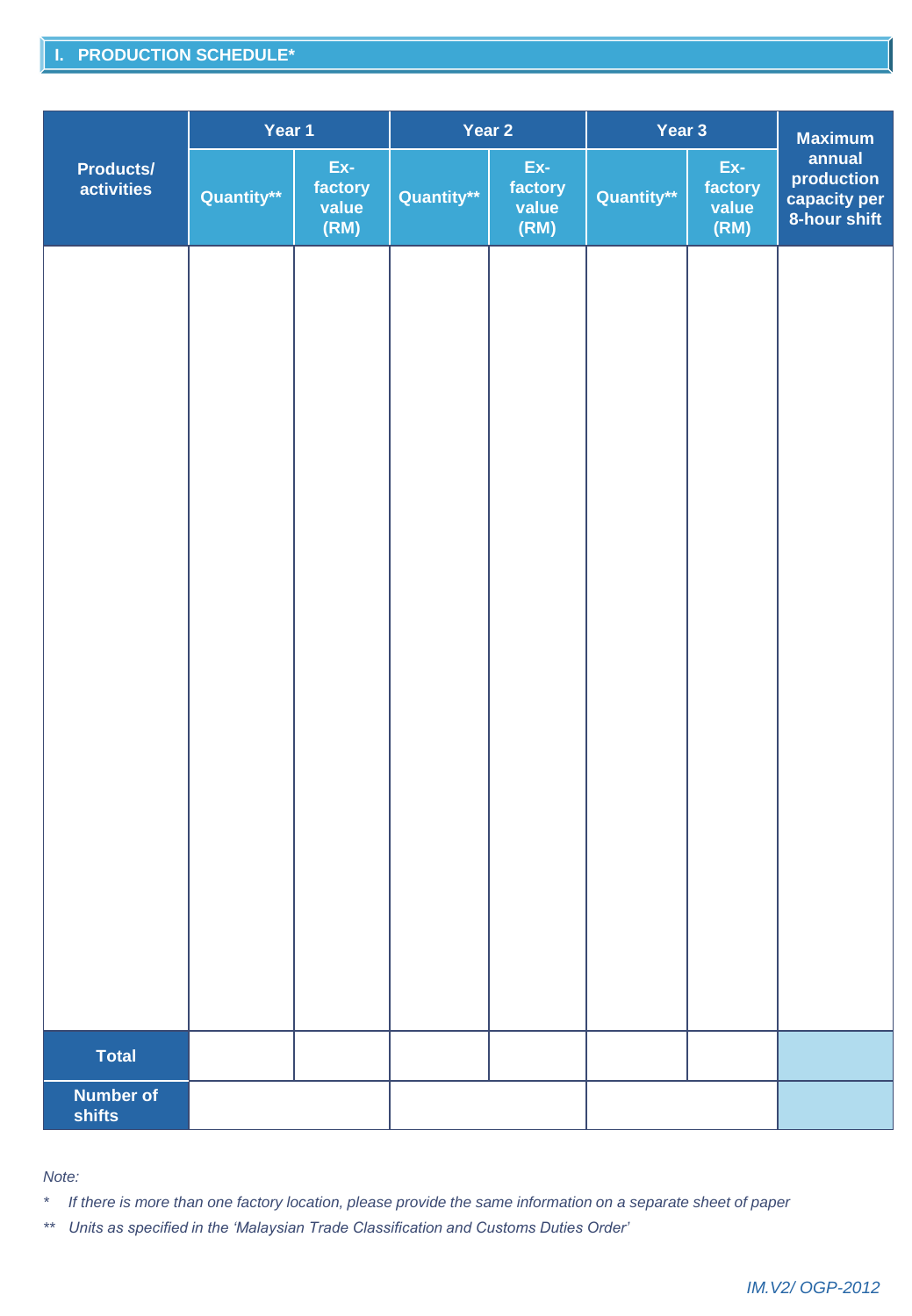## I. PRODUCTION SCHEDULE*

| Products/ activities | Year 1 | | Year 2 | | Year 3 | | Maximum annual production capacity per 8-hour shift |
|---|---|---|---|---|---|---|---|
| | Quantity** | Ex-factory value (RM) | Quantity** | Ex-factory value (RM) | Quantity** | Ex-factory value (RM) | |
| | | | | | | | |
| **Total** | | | | | | | |
| **Number of shifts** | | | | | | | |

*Note:*

\* *If there is more than one factory location, please provide the same information on a separate sheet of paper*

\*\* *Units as specified in the 'Malaysian Trade Classification and Customs Duties Order'*

*IM.V2/ OGP-2012*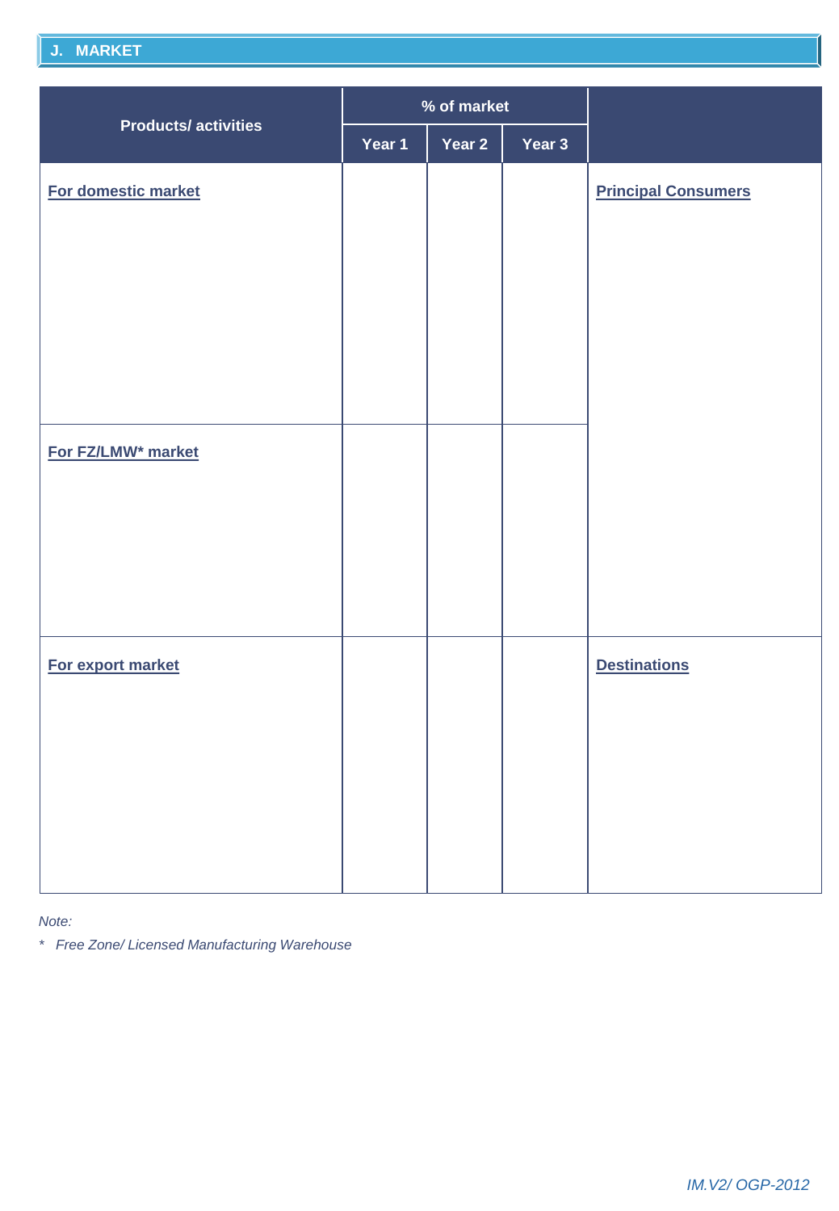## J. MARKET

| Products/ activities | % of market | | | |
|---|---|---|---|---|
| | Year 1 | Year 2 | Year 3 | |
| **For domestic market** | | | | **Principal Consumers** |
| **For FZ/LMW* market** | | | | |
| **For export market** | | | | **Destinations** |

*Note:*

* *Free Zone/ Licensed Manufacturing Warehouse*

*IM.V2/ OGP-2012*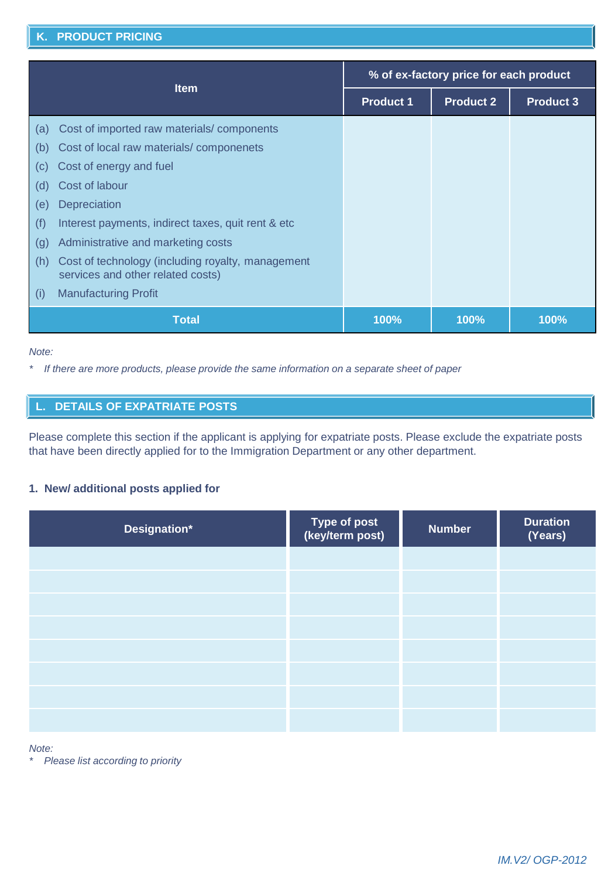## K. PRODUCT PRICING

| Item | % of ex-factory price for each product | | |
|---|---|---|---|
| | Product 1 | Product 2 | Product 3 |
| (a) Cost of imported raw materials/ components | | | |
| (b) Cost of local raw materials/ componenets | | | |
| (c) Cost of energy and fuel | | | |
| (d) Cost of labour | | | |
| (e) Depreciation | | | |
| (f) Interest payments, indirect taxes, quit rent & etc | | | |
| (g) Administrative and marketing costs | | | |
| (h) Cost of technology (including royalty, management services and other related costs) | | | |
| (i) Manufacturing Profit | | | |
| **Total** | **100%** | **100%** | **100%** |

*Note:*

\* *If there are more products, please provide the same information on a separate sheet of paper*

## L. DETAILS OF EXPATRIATE POSTS

Please complete this section if the applicant is applying for expatriate posts. Please exclude the expatriate posts that have been directly applied for to the Immigration Department or any other department.

### 1. New/ additional posts applied for

| Designation* | Type of post (key/term post) | Number | Duration (Years) |
|---|---|---|---|
| | | | |
| | | | |
| | | | |
| | | | |
| | | | |
| | | | |
| | | | |
| | | | |

*Note:*

\* *Please list according to priority*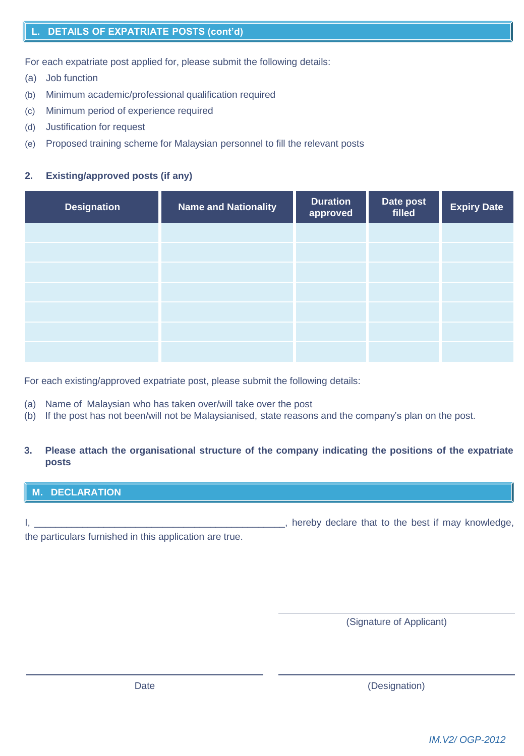## L. DETAILS OF EXPATRIATE POSTS (cont'd)

For each expatriate post applied for, please submit the following details:

(a) Job function

(b) Minimum academic/professional qualification required

(c) Minimum period of experience required

(d) Justification for request

(e) Proposed training scheme for Malaysian personnel to fill the relevant posts

**2. Existing/approved posts (if any)**

| Designation | Name and Nationality | Duration approved | Date post filled | Expiry Date |
|---|---|---|---|---|
| | | | | |
| | | | | |
| | | | | |
| | | | | |
| | | | | |
| | | | | |
| | | | | |

For each existing/approved expatriate post, please submit the following details:

(a) Name of Malaysian who has taken over/will take over the post

(b) If the post has not been/will not be Malaysianised, state reasons and the company's plan on the post.

**3. Please attach the organisational structure of the company indicating the positions of the expatriate posts**

## M. DECLARATION

I, ________________________________________________, hereby declare that to the best if may knowledge, the particulars furnished in this application are true.

(Signature of Applicant)

Date

(Designation)

*IM.V2/ OGP-2012*